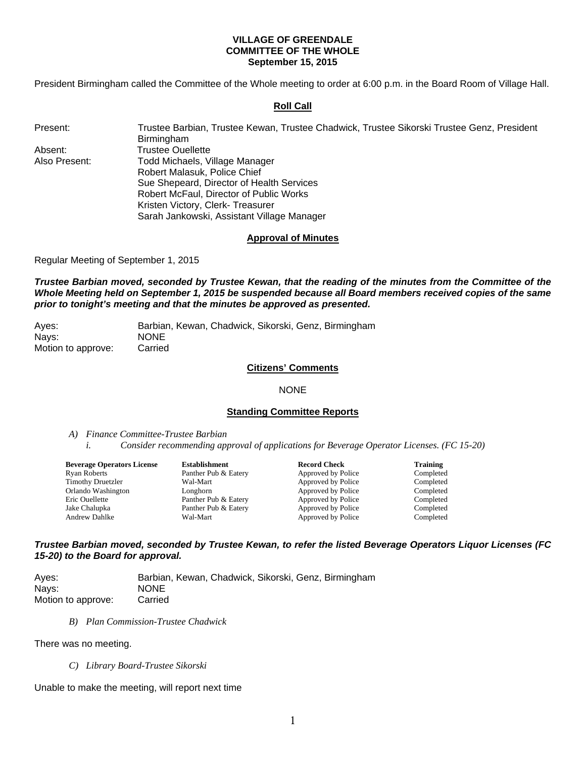**VILLAGE OF GREENDALE**
**COMMITTEE OF THE WHOLE**
**September 15, 2015**

President Birmingham called the Committee of the Whole meeting to order at 6:00 p.m. in the Board Room of Village Hall.

**Roll Call**

Present: Trustee Barbian, Trustee Kewan, Trustee Chadwick, Trustee Sikorski Trustee Genz, President Birmingham
Absent: Trustee Ouellette
Also Present: Todd Michaels, Village Manager
Robert Malasuk, Police Chief
Sue Shepeard, Director of Health Services
Robert McFaul, Director of Public Works
Kristen Victory, Clerk- Treasurer
Sarah Jankowski, Assistant Village Manager

**Approval of Minutes**

Regular Meeting of September 1, 2015

***Trustee Barbian moved, seconded by Trustee Kewan, that the reading of the minutes from the Committee of the Whole Meeting held on September 1, 2015 be suspended because all Board members received copies of the same prior to tonight's meeting and that the minutes be approved as presented.***

Ayes: Barbian, Kewan, Chadwick, Sikorski, Genz, Birmingham
Nays: NONE
Motion to approve: Carried

**Citizens' Comments**

NONE

**Standing Committee Reports**

*A) Finance Committee-Trustee Barbian*

*i. Consider recommending approval of applications for Beverage Operator Licenses. (FC 15-20)*

| Beverage Operators License | Establishment | Record Check | Training |
|---|---|---|---|
| Ryan Roberts | Panther Pub & Eatery | Approved by Police | Completed |
| Timothy Druetzler | Wal-Mart | Approved by Police | Completed |
| Orlando Washington | Longhorn | Approved by Police | Completed |
| Eric Ouellette | Panther Pub & Eatery | Approved by Police | Completed |
| Jake Chalupka | Panther Pub & Eatery | Approved by Police | Completed |
| Andrew Dahlke | Wal-Mart | Approved by Police | Completed |

***Trustee Barbian moved, seconded by Trustee Kewan, to refer the listed Beverage Operators Liquor Licenses (FC 15-20) to the Board for approval.***

Ayes: Barbian, Kewan, Chadwick, Sikorski, Genz, Birmingham
Nays: NONE
Motion to approve: Carried

*B) Plan Commission-Trustee Chadwick*

There was no meeting.

*C) Library Board-Trustee Sikorski*

Unable to make the meeting, will report next time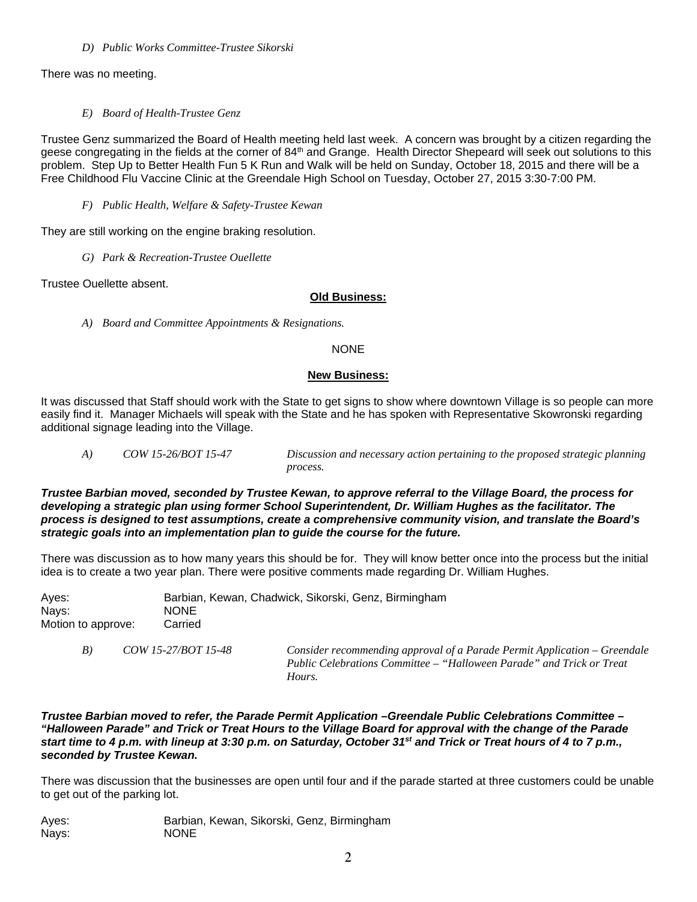*D) Public Works Committee-Trustee Sikorski*

There was no meeting.

*E) Board of Health-Trustee Genz*

Trustee Genz summarized the Board of Health meeting held last week. A concern was brought by a citizen regarding the geese congregating in the fields at the corner of 84th and Grange. Health Director Shepeard will seek out solutions to this problem. Step Up to Better Health Fun 5 K Run and Walk will be held on Sunday, October 18, 2015 and there will be a Free Childhood Flu Vaccine Clinic at the Greendale High School on Tuesday, October 27, 2015 3:30-7:00 PM.

*F) Public Health, Welfare & Safety-Trustee Kewan*

They are still working on the engine braking resolution.

*G) Park & Recreation-Trustee Ouellette*

Trustee Ouellette absent.

**Old Business:**

*A) Board and Committee Appointments & Resignations.*

NONE

**New Business:**

It was discussed that Staff should work with the State to get signs to show where downtown Village is so people can more easily find it. Manager Michaels will speak with the State and he has spoken with Representative Skowronski regarding additional signage leading into the Village.

*A) COW 15-26/BOT 15-47 — Discussion and necessary action pertaining to the proposed strategic planning process.*

***Trustee Barbian moved, seconded by Trustee Kewan, to approve referral to the Village Board, the process for developing a strategic plan using former School Superintendent, Dr. William Hughes as the facilitator. The process is designed to test assumptions, create a comprehensive community vision, and translate the Board's strategic goals into an implementation plan to guide the course for the future.***

There was discussion as to how many years this should be for. They will know better once into the process but the initial idea is to create a two year plan. There were positive comments made regarding Dr. William Hughes.

Ayes: Barbian, Kewan, Chadwick, Sikorski, Genz, Birmingham
Nays: NONE
Motion to approve: Carried

*B) COW 15-27/BOT 15-48 — Consider recommending approval of a Parade Permit Application – Greendale Public Celebrations Committee – "Halloween Parade" and Trick or Treat Hours.*

***Trustee Barbian moved to refer, the Parade Permit Application –Greendale Public Celebrations Committee – "Halloween Parade" and Trick or Treat Hours to the Village Board for approval with the change of the Parade start time to 4 p.m. with lineup at 3:30 p.m. on Saturday, October 31st and Trick or Treat hours of 4 to 7 p.m., seconded by Trustee Kewan.***

There was discussion that the businesses are open until four and if the parade started at three customers could be unable to get out of the parking lot.

Ayes: Barbian, Kewan, Sikorski, Genz, Birmingham
Nays: NONE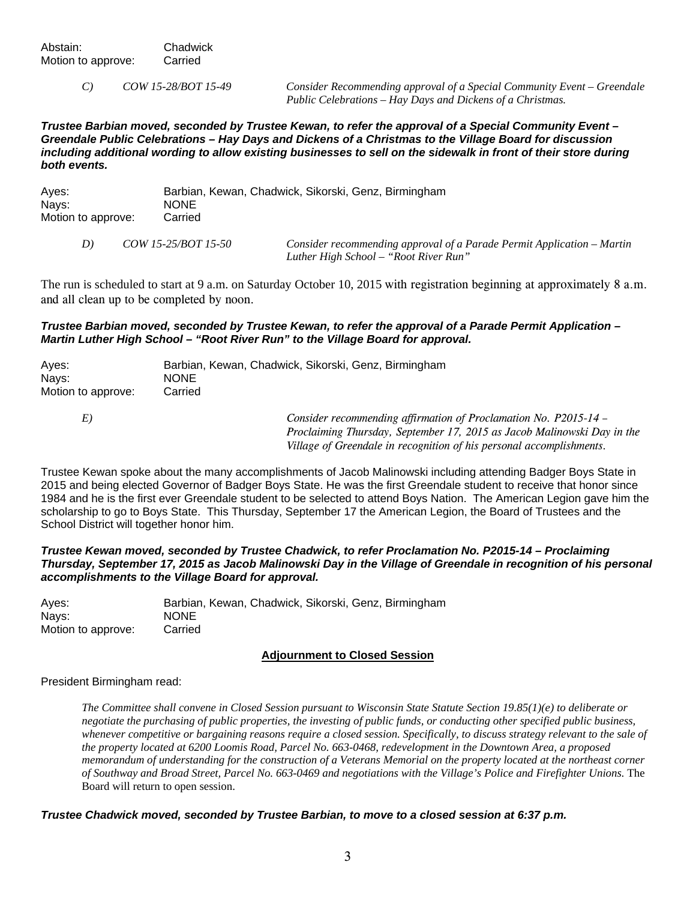| | |
|---|---|
| Abstain: | Chadwick |
| Motion to approve: | Carried |

*C) COW 15-28/BOT 15-49 Consider Recommending approval of a Special Community Event – Greendale Public Celebrations – Hay Days and Dickens of a Christmas.*

***Trustee Barbian moved, seconded by Trustee Kewan, to refer the approval of a Special Community Event – Greendale Public Celebrations – Hay Days and Dickens of a Christmas to the Village Board for discussion including additional wording to allow existing businesses to sell on the sidewalk in front of their store during both events.***

| | |
|---|---|
| Ayes: | Barbian, Kewan, Chadwick, Sikorski, Genz, Birmingham |
| Nays: | NONE |
| Motion to approve: | Carried |

*D) COW 15-25/BOT 15-50 Consider recommending approval of a Parade Permit Application – Martin Luther High School – "Root River Run"*

The run is scheduled to start at 9 a.m. on Saturday October 10, 2015 with registration beginning at approximately 8 a.m. and all clean up to be completed by noon.

***Trustee Barbian moved, seconded by Trustee Kewan, to refer the approval of a Parade Permit Application – Martin Luther High School – "Root River Run" to the Village Board for approval.***

| | |
|---|---|
| Ayes: | Barbian, Kewan, Chadwick, Sikorski, Genz, Birmingham |
| Nays: | NONE |
| Motion to approve: | Carried |

*E) Consider recommending affirmation of Proclamation No. P2015-14 – Proclaiming Thursday, September 17, 2015 as Jacob Malinowski Day in the Village of Greendale in recognition of his personal accomplishments.*

Trustee Kewan spoke about the many accomplishments of Jacob Malinowski including attending Badger Boys State in 2015 and being elected Governor of Badger Boys State. He was the first Greendale student to receive that honor since 1984 and he is the first ever Greendale student to be selected to attend Boys Nation. The American Legion gave him the scholarship to go to Boys State. This Thursday, September 17 the American Legion, the Board of Trustees and the School District will together honor him.

***Trustee Kewan moved, seconded by Trustee Chadwick, to refer Proclamation No. P2015-14 – Proclaiming Thursday, September 17, 2015 as Jacob Malinowski Day in the Village of Greendale in recognition of his personal accomplishments to the Village Board for approval.***

| | |
|---|---|
| Ayes: | Barbian, Kewan, Chadwick, Sikorski, Genz, Birmingham |
| Nays: | NONE |
| Motion to approve: | Carried |

**Adjournment to Closed Session**

President Birmingham read:

*The Committee shall convene in Closed Session pursuant to Wisconsin State Statute Section 19.85(1)(e) to deliberate or negotiate the purchasing of public properties, the investing of public funds, or conducting other specified public business, whenever competitive or bargaining reasons require a closed session. Specifically, to discuss strategy relevant to the sale of the property located at 6200 Loomis Road, Parcel No. 663-0468, redevelopment in the Downtown Area, a proposed memorandum of understanding for the construction of a Veterans Memorial on the property located at the northeast corner of Southway and Broad Street, Parcel No. 663-0469 and negotiations with the Village's Police and Firefighter Unions.* The Board will return to open session.

***Trustee Chadwick moved, seconded by Trustee Barbian, to move to a closed session at 6:37 p.m.***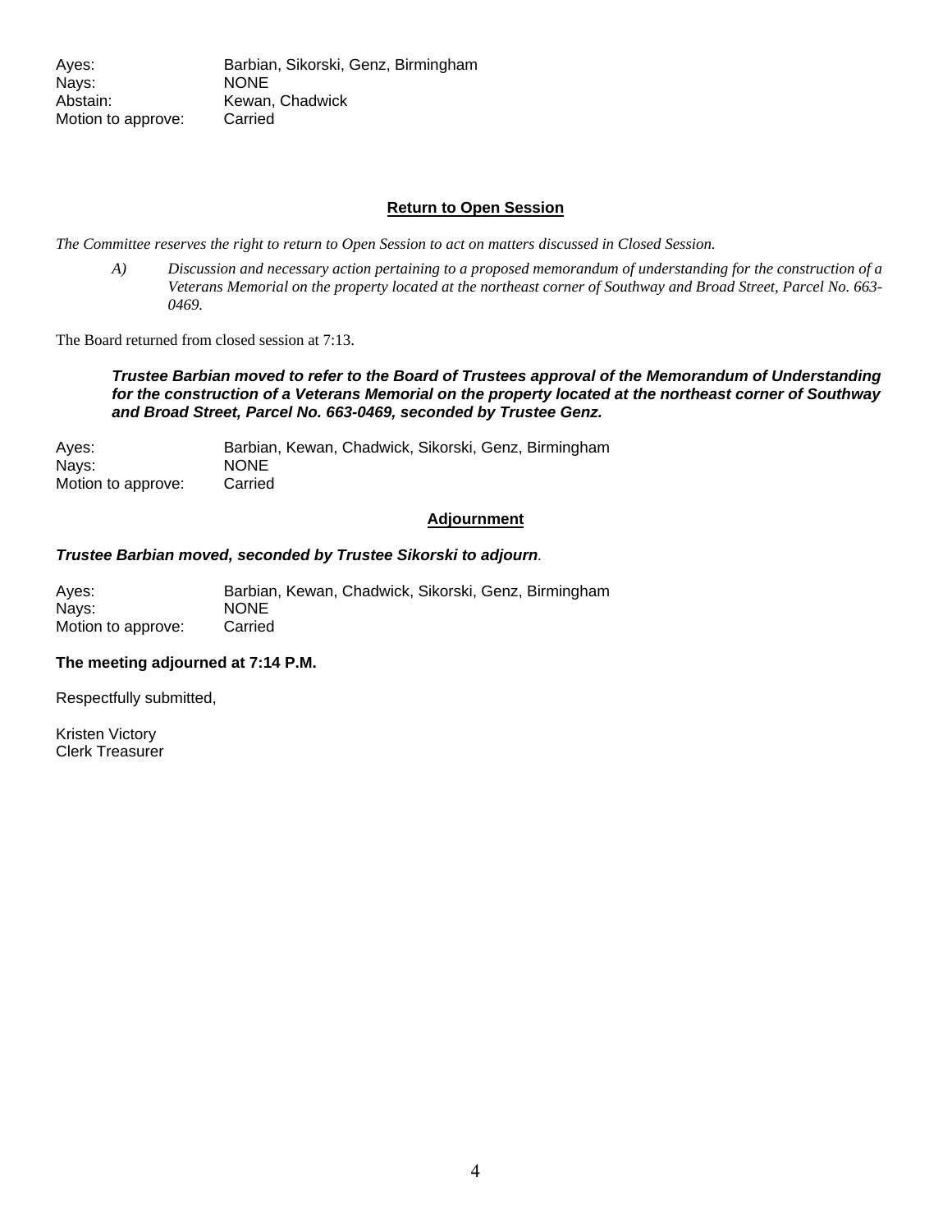| | |
|---|---|
| Ayes: | Barbian, Sikorski, Genz, Birmingham |
| Nays: | NONE |
| Abstain: | Kewan, Chadwick |
| Motion to approve: | Carried |

## Return to Open Session

*The Committee reserves the right to return to Open Session to act on matters discussed in Closed Session.*

*A) Discussion and necessary action pertaining to a proposed memorandum of understanding for the construction of a Veterans Memorial on the property located at the northeast corner of Southway and Broad Street, Parcel No. 663-0469.*

The Board returned from closed session at 7:13.

***Trustee Barbian moved to refer to the Board of Trustees approval of the Memorandum of Understanding for the construction of a Veterans Memorial on the property located at the northeast corner of Southway and Broad Street, Parcel No. 663-0469, seconded by Trustee Genz.***

| | |
|---|---|
| Ayes: | Barbian, Kewan, Chadwick, Sikorski, Genz, Birmingham |
| Nays: | NONE |
| Motion to approve: | Carried |

## Adjournment

***Trustee Barbian moved, seconded by Trustee Sikorski to adjourn.***

| | |
|---|---|
| Ayes: | Barbian, Kewan, Chadwick, Sikorski, Genz, Birmingham |
| Nays: | NONE |
| Motion to approve: | Carried |

**The meeting adjourned at 7:14 P.M.**

Respectfully submitted,

Kristen Victory
Clerk Treasurer